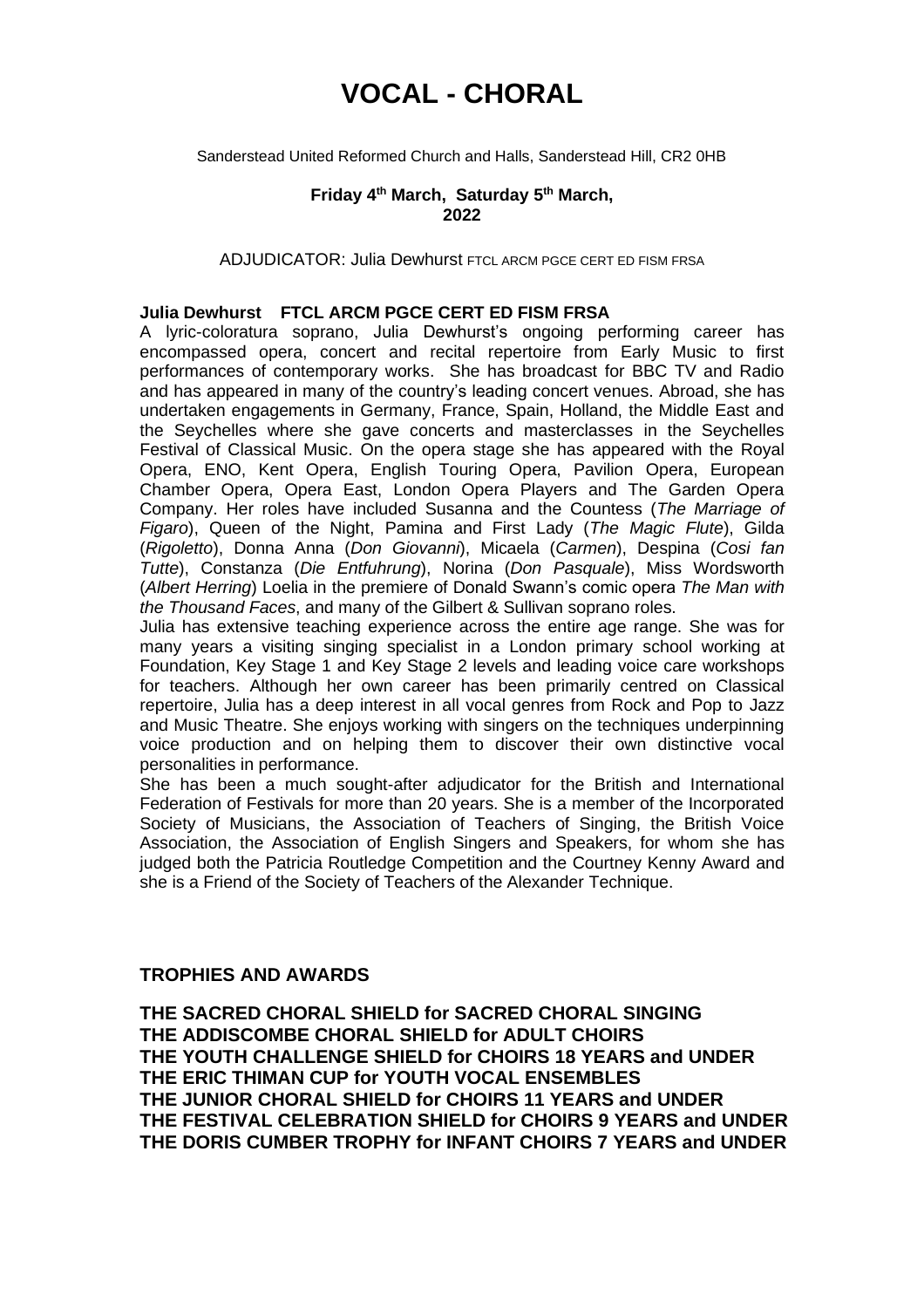# VOCAL - CHORAL

Sanderstead United Reformed Church and Halls, Sanderstead Hill, CR2 0HB

**Friday 4th March, Saturday 5th March, 2022**

ADJUDICATOR: Julia Dewhurst FTCL ARCM PGCE CERT ED FISM FRSA

**Julia Dewhurst FTCL ARCM PGCE CERT ED FISM FRSA**

A lyric-coloratura soprano, Julia Dewhurst's ongoing performing career has encompassed opera, concert and recital repertoire from Early Music to first performances of contemporary works. She has broadcast for BBC TV and Radio and has appeared in many of the country's leading concert venues. Abroad, she has undertaken engagements in Germany, France, Spain, Holland, the Middle East and the Seychelles where she gave concerts and masterclasses in the Seychelles Festival of Classical Music. On the opera stage she has appeared with the Royal Opera, ENO, Kent Opera, English Touring Opera, Pavilion Opera, European Chamber Opera, Opera East, London Opera Players and The Garden Opera Company. Her roles have included Susanna and the Countess (*The Marriage of Figaro*), Queen of the Night, Pamina and First Lady (*The Magic Flute*), Gilda (*Rigoletto*), Donna Anna (*Don Giovanni*), Micaela (*Carmen*), Despina (*Cosi fan Tutte*), Constanza (*Die Entfuhrung*), Norina (*Don Pasquale*), Miss Wordsworth (*Albert Herring*) Loelia in the premiere of Donald Swann's comic opera *The Man with the Thousand Faces*, and many of the Gilbert & Sullivan soprano roles.

Julia has extensive teaching experience across the entire age range. She was for many years a visiting singing specialist in a London primary school working at Foundation, Key Stage 1 and Key Stage 2 levels and leading voice care workshops for teachers. Although her own career has been primarily centred on Classical repertoire, Julia has a deep interest in all vocal genres from Rock and Pop to Jazz and Music Theatre. She enjoys working with singers on the techniques underpinning voice production and on helping them to discover their own distinctive vocal personalities in performance.

She has been a much sought-after adjudicator for the British and International Federation of Festivals for more than 20 years. She is a member of the Incorporated Society of Musicians, the Association of Teachers of Singing, the British Voice Association, the Association of English Singers and Speakers, for whom she has judged both the Patricia Routledge Competition and the Courtney Kenny Award and she is a Friend of the Society of Teachers of the Alexander Technique.

## TROPHIES AND AWARDS

**THE SACRED CHORAL SHIELD for SACRED CHORAL SINGING**
**THE ADDISCOMBE CHORAL SHIELD for ADULT CHOIRS**
**THE YOUTH CHALLENGE SHIELD for CHOIRS 18 YEARS and UNDER**
**THE ERIC THIMAN CUP for YOUTH VOCAL ENSEMBLES**
**THE JUNIOR CHORAL SHIELD for CHOIRS 11 YEARS and UNDER**
**THE FESTIVAL CELEBRATION SHIELD for CHOIRS 9 YEARS and UNDER**
**THE DORIS CUMBER TROPHY for INFANT CHOIRS 7 YEARS and UNDER**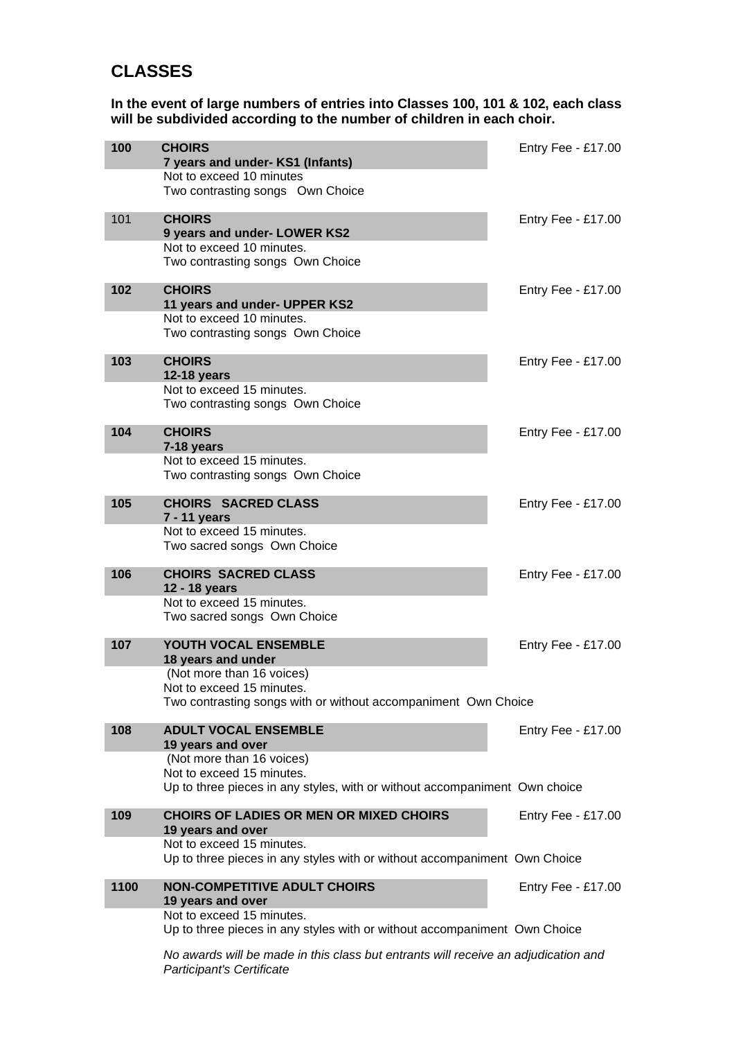## CLASSES

**In the event of large numbers of entries into Classes 100, 101 & 102, each class will be subdivided according to the number of children in each choir.**

**100** **CHOIRS**
**7 years and under- KS1 (Infants)**
Not to exceed 10 minutes
Two contrasting songs Own Choice
Entry Fee - £17.00

101 **CHOIRS**
**9 years and under- LOWER KS2**
Not to exceed 10 minutes.
Two contrasting songs Own Choice
Entry Fee - £17.00

**102** **CHOIRS**
**11 years and under- UPPER KS2**
Not to exceed 10 minutes.
Two contrasting songs Own Choice
Entry Fee - £17.00

**103** **CHOIRS**
**12-18 years**
Not to exceed 15 minutes.
Two contrasting songs Own Choice
Entry Fee - £17.00

**104** **CHOIRS**
**7-18 years**
Not to exceed 15 minutes.
Two contrasting songs Own Choice
Entry Fee - £17.00

**105** **CHOIRS SACRED CLASS**
**7 - 11 years**
Not to exceed 15 minutes.
Two sacred songs Own Choice
Entry Fee - £17.00

**106** **CHOIRS SACRED CLASS**
**12 - 18 years**
Not to exceed 15 minutes.
Two sacred songs Own Choice
Entry Fee - £17.00

**107** **YOUTH VOCAL ENSEMBLE**
**18 years and under**
(Not more than 16 voices)
Not to exceed 15 minutes.
Two contrasting songs with or without accompaniment Own Choice
Entry Fee - £17.00

**108** **ADULT VOCAL ENSEMBLE**
**19 years and over**
(Not more than 16 voices)
Not to exceed 15 minutes.
Up to three pieces in any styles, with or without accompaniment Own choice
Entry Fee - £17.00

**109** **CHOIRS OF LADIES OR MEN OR MIXED CHOIRS**
**19 years and over**
Not to exceed 15 minutes.
Up to three pieces in any styles with or without accompaniment Own Choice
Entry Fee - £17.00

**1100** **NON-COMPETITIVE ADULT CHOIRS**
**19 years and over**
Not to exceed 15 minutes.
Up to three pieces in any styles with or without accompaniment Own Choice
Entry Fee - £17.00

*No awards will be made in this class but entrants will receive an adjudication and Participant's Certificate*